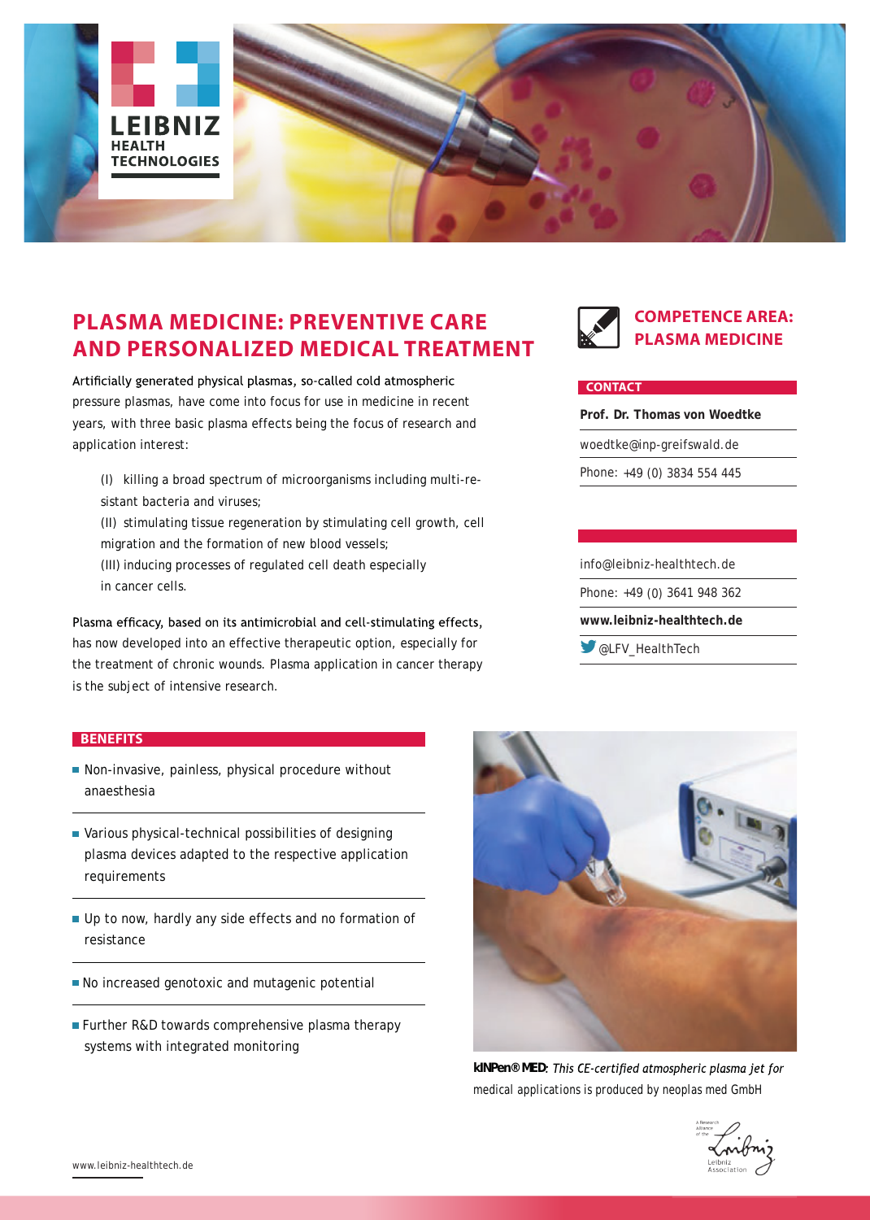LEIBNIZ
HEALTH
TECHNOLOGIES

# PLASMA MEDICINE: PREVENTIVE CARE AND PERSONALIZED MEDICAL TREATMENT

Artificially generated physical plasmas, so-called cold atmospheric pressure plasmas, have come into focus for use in medicine in recent years, with three basic plasma effects being the focus of research and application interest:

(I) killing a broad spectrum of microorganisms including multi-resistant bacteria and viruses;
(II) stimulating tissue regeneration by stimulating cell growth, cell migration and the formation of new blood vessels;
(III) inducing processes of regulated cell death especially in cancer cells.

Plasma efficacy, based on its antimicrobial and cell-stimulating effects, has now developed into an effective therapeutic option, especially for the treatment of chronic wounds. Plasma application in cancer therapy is the subject of intensive research.

## COMPETENCE AREA: PLASMA MEDICINE

**CONTACT**

**Prof. Dr. Thomas von Woedtke**

woedtke@inp-greifswald.de

Phone: +49 (0) 3834 554 445

info@leibniz-healthtech.de

Phone: +49 (0) 3641 948 362

**www.leibniz-healthtech.de**

@LFV_HealthTech

## BENEFITS

- Non-invasive, painless, physical procedure without anaesthesia
- Various physical-technical possibilities of designing plasma devices adapted to the respective application requirements
- Up to now, hardly any side effects and no formation of resistance
- No increased genotoxic and mutagenic potential
- Further R&D towards comprehensive plasma therapy systems with integrated monitoring

**kINPen® MED**: *This CE-certified atmospheric plasma jet for* medical applications is produced by neoplas med GmbH

www.leibniz-healthtech.de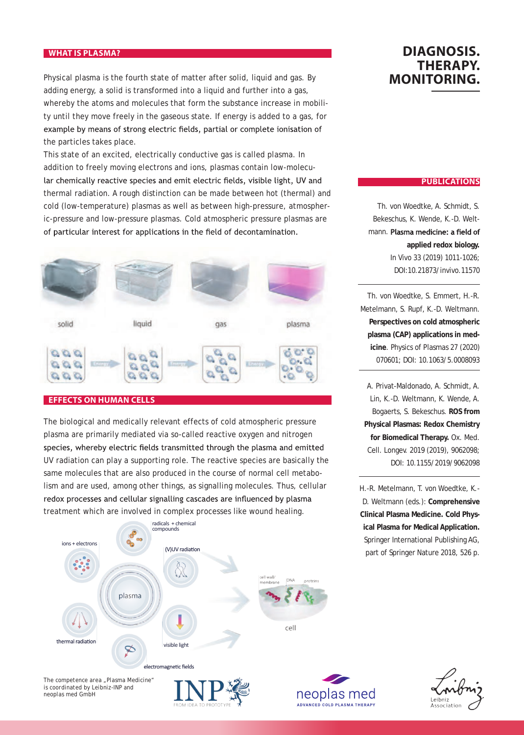## WHAT IS PLASMA?

Physical plasma is the fourth state of matter after solid, liquid and gas. By adding energy, a solid is transformed into a liquid and further into a gas, whereby the atoms and molecules that form the substance increase in mobility until they move freely in the gaseous state. If energy is added to a gas, for example by means of strong electric fields, partial or complete ionisation of the particles takes place.

This state of an excited, electrically conductive gas is called plasma. In addition to freely moving electrons and ions, plasmas contain low-molecular chemically reactive species and emit electric fields, visible light, UV and thermal radiation. A rough distinction can be made between hot (thermal) and cold (low-temperature) plasmas as well as between high-pressure, atmospheric-pressure and low-pressure plasmas. Cold atmospheric pressure plasmas are of particular interest for applications in the field of decontamination.

solid

liquid

gas

plasma

Energy

Energy

Energy

## EFFECTS ON HUMAN CELLS

The biological and medically relevant effects of cold atmospheric pressure plasma are primarily mediated via so-called reactive oxygen and nitrogen species, whereby electric fields transmitted through the plasma and emitted UV radiation can play a supporting role. The reactive species are basically the same molecules that are also produced in the course of normal cell metabolism and are used, among other things, as signalling molecules. Thus, cellular redox processes and cellular signalling cascades are influenced by plasma treatment which are involved in complex processes like wound healing.

radicals + chemical compounds

ions + electrons

(V)UV radiation

plasma

thermal radiation

visible light

electromagnetic fields

cell wall/ membrane

DNA

proteins

cell

The competence area „Plasma Medicine" is coordinated by Leibniz-INP and neoplas med GmbH

INP FROM IDEA TO PROTOTYPE

neoplas med ADVANCED COLD PLASMA THERAPY

Leibniz Association

# DIAGNOSIS. THERAPY. MONITORING.

## PUBLICATIONS

Th. von Woedtke, A. Schmidt, S. Bekeschus, K. Wende, K.-D. Weltmann. **Plasma medicine: a field of applied redox biology.** In Vivo 33 (2019) 1011-1026; DOI:10.21873/invivo.11570

Th. von Woedtke, S. Emmert, H.-R. Metelmann, S. Rupf, K.-D. Weltmann. **Perspectives on cold atmospheric plasma (CAP) applications in medicine**. Physics of Plasmas 27 (2020) 070601; DOI: 10.1063/5.0008093

A. Privat-Maldonado, A. Schmidt, A. Lin, K.-D. Weltmann, K. Wende, A. Bogaerts, S. Bekeschus. **ROS from Physical Plasmas: Redox Chemistry for Biomedical Therapy.** Ox. Med. Cell. Longev. 2019 (2019), 9062098; DOI: 10.1155/2019/9062098

H.-R. Metelmann, T. von Woedtke, K.-D. Weltmann (eds.): **Comprehensive Clinical Plasma Medicine. Cold Physical Plasma for Medical Application.** Springer International Publishing AG, part of Springer Nature 2018, 526 p.